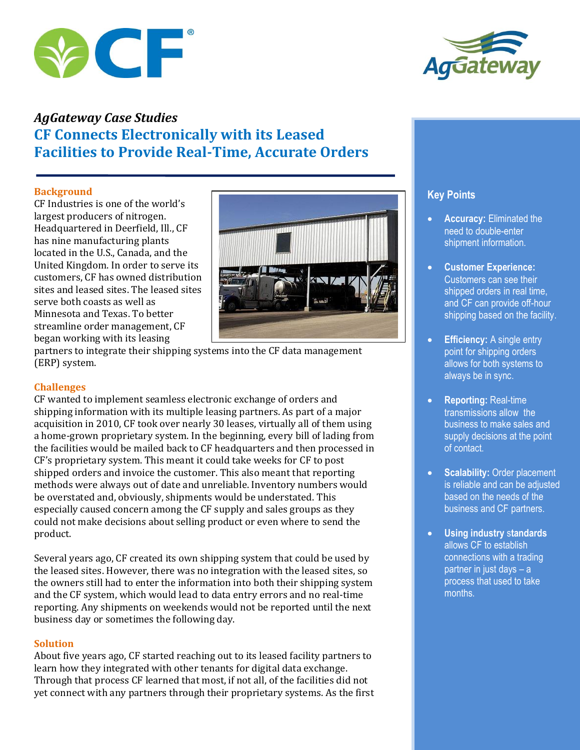*AgGateway Case Studies*

# CF Connects Electronically with its Leased Facilities to Provide Real-Time, Accurate Orders

## Background

CF Industries is one of the world's largest producers of nitrogen. Headquartered in Deerfield, Ill., CF has nine manufacturing plants located in the U.S., Canada, and the United Kingdom. In order to serve its customers, CF has owned distribution sites and leased sites. The leased sites serve both coasts as well as Minnesota and Texas. To better streamline order management, CF began working with its leasing partners to integrate their shipping systems into the CF data management (ERP) system.

## Challenges

CF wanted to implement seamless electronic exchange of orders and shipping information with its multiple leasing partners. As part of a major acquisition in 2010, CF took over nearly 30 leases, virtually all of them using a home-grown proprietary system. In the beginning, every bill of lading from the facilities would be mailed back to CF headquarters and then processed in CF's proprietary system. This meant it could take weeks for CF to post shipped orders and invoice the customer. This also meant that reporting methods were always out of date and unreliable. Inventory numbers would be overstated and, obviously, shipments would be understated. This especially caused concern among the CF supply and sales groups as they could not make decisions about selling product or even where to send the product.

Several years ago, CF created its own shipping system that could be used by the leased sites. However, there was no integration with the leased sites, so the owners still had to enter the information into both their shipping system and the CF system, which would lead to data entry errors and no real-time reporting. Any shipments on weekends would not be reported until the next business day or sometimes the following day.

## Solution

About five years ago, CF started reaching out to its leased facility partners to learn how they integrated with other tenants for digital data exchange. Through that process CF learned that most, if not all, of the facilities did not yet connect with any partners through their proprietary systems. As the first

## Key Points

- **Accuracy:** Eliminated the need to double-enter shipment information.
- **Customer Experience:** Customers can see their shipped orders in real time, and CF can provide off-hour shipping based on the facility.
- **Efficiency:** A single entry point for shipping orders allows for both systems to always be in sync.
- **Reporting:** Real-time transmissions allow the business to make sales and supply decisions at the point of contact.
- **Scalability:** Order placement is reliable and can be adjusted based on the needs of the business and CF partners.
- **Using industry standards** allows CF to establish connections with a trading partner in just days – a process that used to take months.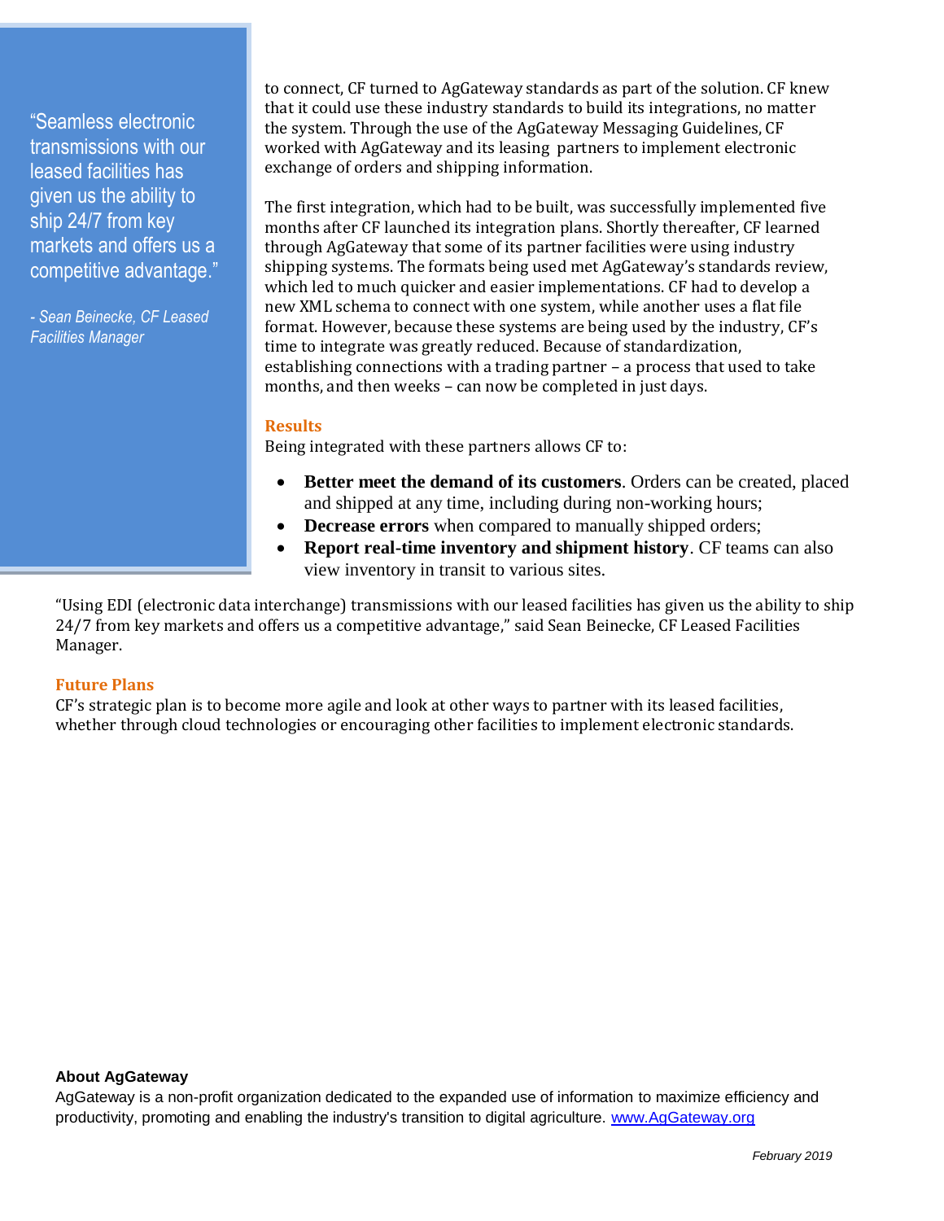> "Seamless electronic transmissions with our leased facilities has given us the ability to ship 24/7 from key markets and offers us a competitive advantage."
>
> *- Sean Beinecke, CF Leased Facilities Manager*

to connect, CF turned to AgGateway standards as part of the solution. CF knew that it could use these industry standards to build its integrations, no matter the system. Through the use of the AgGateway Messaging Guidelines, CF worked with AgGateway and its leasing partners to implement electronic exchange of orders and shipping information.

The first integration, which had to be built, was successfully implemented five months after CF launched its integration plans. Shortly thereafter, CF learned through AgGateway that some of its partner facilities were using industry shipping systems. The formats being used met AgGateway's standards review, which led to much quicker and easier implementations. CF had to develop a new XML schema to connect with one system, while another uses a flat file format. However, because these systems are being used by the industry, CF's time to integrate was greatly reduced. Because of standardization, establishing connections with a trading partner – a process that used to take months, and then weeks – can now be completed in just days.

### Results

Being integrated with these partners allows CF to:

- **Better meet the demand of its customers**. Orders can be created, placed and shipped at any time, including during non-working hours;
- **Decrease errors** when compared to manually shipped orders;
- **Report real-time inventory and shipment history**. CF teams can also view inventory in transit to various sites.

"Using EDI (electronic data interchange) transmissions with our leased facilities has given us the ability to ship 24/7 from key markets and offers us a competitive advantage," said Sean Beinecke, CF Leased Facilities Manager.

### Future Plans

CF's strategic plan is to become more agile and look at other ways to partner with its leased facilities, whether through cloud technologies or encouraging other facilities to implement electronic standards.

**About AgGateway**

AgGateway is a non-profit organization dedicated to the expanded use of information to maximize efficiency and productivity, promoting and enabling the industry's transition to digital agriculture. www.AgGateway.org

*February 2019*